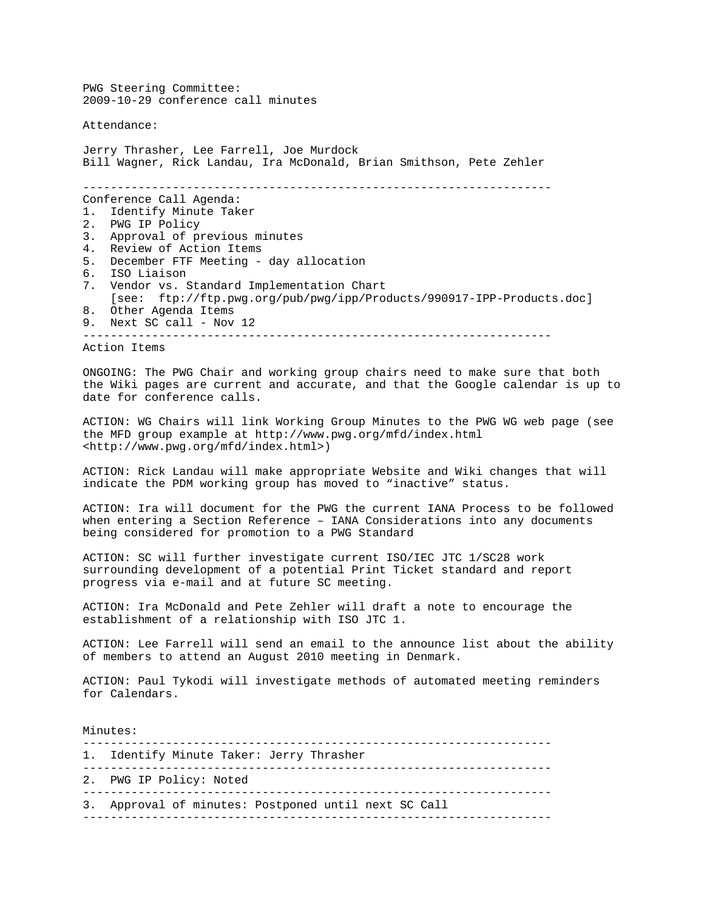PWG Steering Committee:
2009-10-29 conference call minutes

Attendance:

Jerry Thrasher, Lee Farrell, Joe Murdock
Bill Wagner, Rick Landau, Ira McDonald, Brian Smithson, Pete Zehler

---

Conference Call Agenda:

1. Identify Minute Taker
2. PWG IP Policy
3. Approval of previous minutes
4. Review of Action Items
5. December FTF Meeting - day allocation
6. ISO Liaison
7. Vendor vs. Standard Implementation Chart
   [see: ftp://ftp.pwg.org/pub/pwg/ipp/Products/990917-IPP-Products.doc]
8. Other Agenda Items
9. Next SC call - Nov 12

---

Action Items

ONGOING: The PWG Chair and working group chairs need to make sure that both the Wiki pages are current and accurate, and that the Google calendar is up to date for conference calls.

ACTION: WG Chairs will link Working Group Minutes to the PWG WG web page (see the MFD group example at http://www.pwg.org/mfd/index.html <http://www.pwg.org/mfd/index.html>)

ACTION: Rick Landau will make appropriate Website and Wiki changes that will indicate the PDM working group has moved to “inactive” status.

ACTION: Ira will document for the PWG the current IANA Process to be followed when entering a Section Reference – IANA Considerations into any documents being considered for promotion to a PWG Standard

ACTION: SC will further investigate current ISO/IEC JTC 1/SC28 work surrounding development of a potential Print Ticket standard and report progress via e-mail and at future SC meeting.

ACTION: Ira McDonald and Pete Zehler will draft a note to encourage the establishment of a relationship with ISO JTC 1.

ACTION: Lee Farrell will send an email to the announce list about the ability of members to attend an August 2010 meeting in Denmark.

ACTION: Paul Tykodi will investigate methods of automated meeting reminders for Calendars.

Minutes:

---

1. Identify Minute Taker: Jerry Thrasher

---

2. PWG IP Policy: Noted

---

3. Approval of minutes: Postponed until next SC Call

---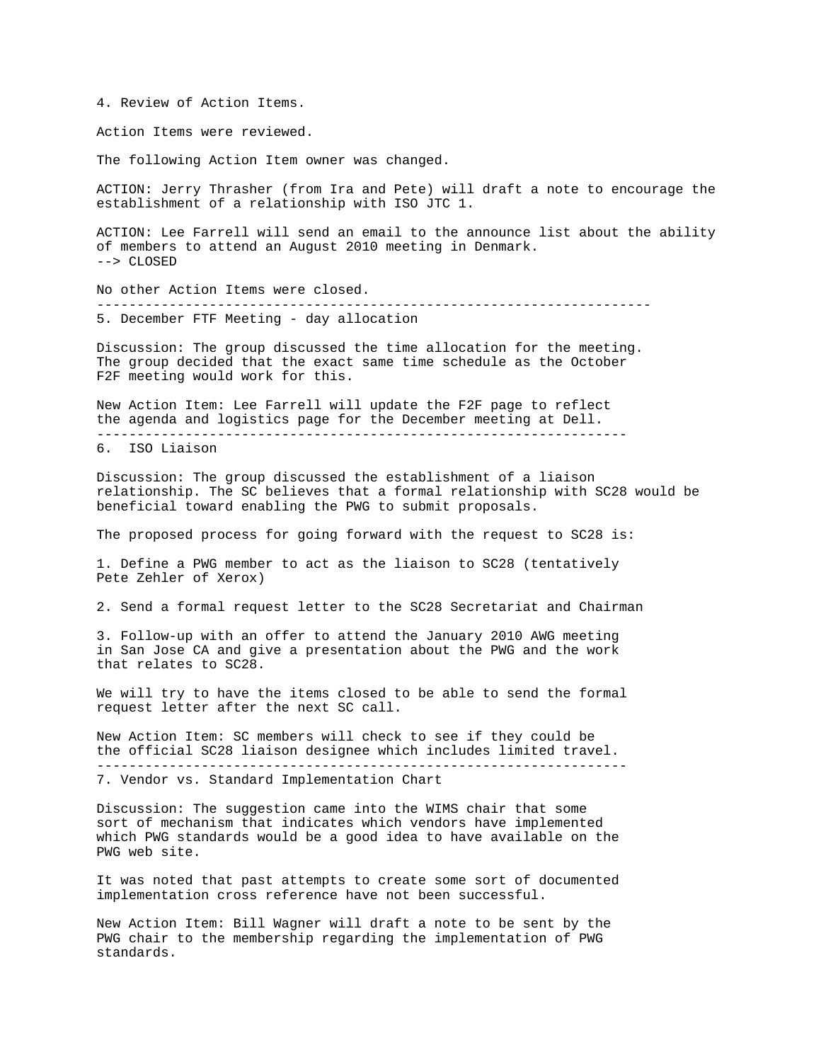4. Review of Action Items.

Action Items were reviewed.

The following Action Item owner was changed.

ACTION: Jerry Thrasher (from Ira and Pete) will draft a note to encourage the establishment of a relationship with ISO JTC 1.

ACTION: Lee Farrell will send an email to the announce list about the ability of members to attend an August 2010 meeting in Denmark.
--> CLOSED

No other Action Items were closed.

---

5. December FTF Meeting - day allocation

Discussion: The group discussed the time allocation for the meeting. The group decided that the exact same time schedule as the October F2F meeting would work for this.

New Action Item: Lee Farrell will update the F2F page to reflect the agenda and logistics page for the December meeting at Dell.

---

6. ISO Liaison

Discussion: The group discussed the establishment of a liaison relationship. The SC believes that a formal relationship with SC28 would be beneficial toward enabling the PWG to submit proposals.

The proposed process for going forward with the request to SC28 is:

1. Define a PWG member to act as the liaison to SC28 (tentatively Pete Zehler of Xerox)

2. Send a formal request letter to the SC28 Secretariat and Chairman

3. Follow-up with an offer to attend the January 2010 AWG meeting in San Jose CA and give a presentation about the PWG and the work that relates to SC28.

We will try to have the items closed to be able to send the formal request letter after the next SC call.

New Action Item: SC members will check to see if they could be the official SC28 liaison designee which includes limited travel.

---

7. Vendor vs. Standard Implementation Chart

Discussion: The suggestion came into the WIMS chair that some sort of mechanism that indicates which vendors have implemented which PWG standards would be a good idea to have available on the PWG web site.

It was noted that past attempts to create some sort of documented implementation cross reference have not been successful.

New Action Item: Bill Wagner will draft a note to be sent by the PWG chair to the membership regarding the implementation of PWG standards.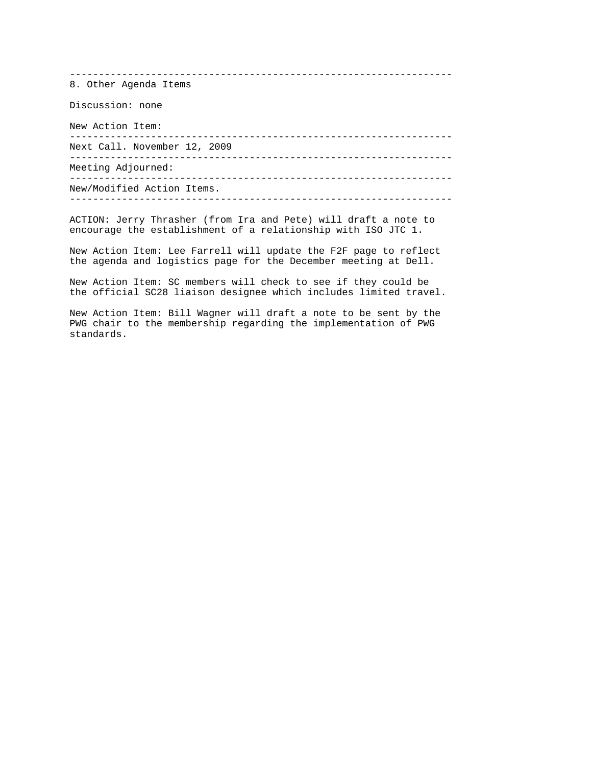-----------------------------------------------------------------

8. Other Agenda Items

Discussion: none

New Action Item:

-----------------------------------------------------------------

Next Call. November 12, 2009

-----------------------------------------------------------------

Meeting Adjourned:

-----------------------------------------------------------------

New/Modified Action Items.

-----------------------------------------------------------------

ACTION: Jerry Thrasher (from Ira and Pete) will draft a note to encourage the establishment of a relationship with ISO JTC 1.

New Action Item: Lee Farrell will update the F2F page to reflect the agenda and logistics page for the December meeting at Dell.

New Action Item: SC members will check to see if they could be the official SC28 liaison designee which includes limited travel.

New Action Item: Bill Wagner will draft a note to be sent by the PWG chair to the membership regarding the implementation of PWG standards.